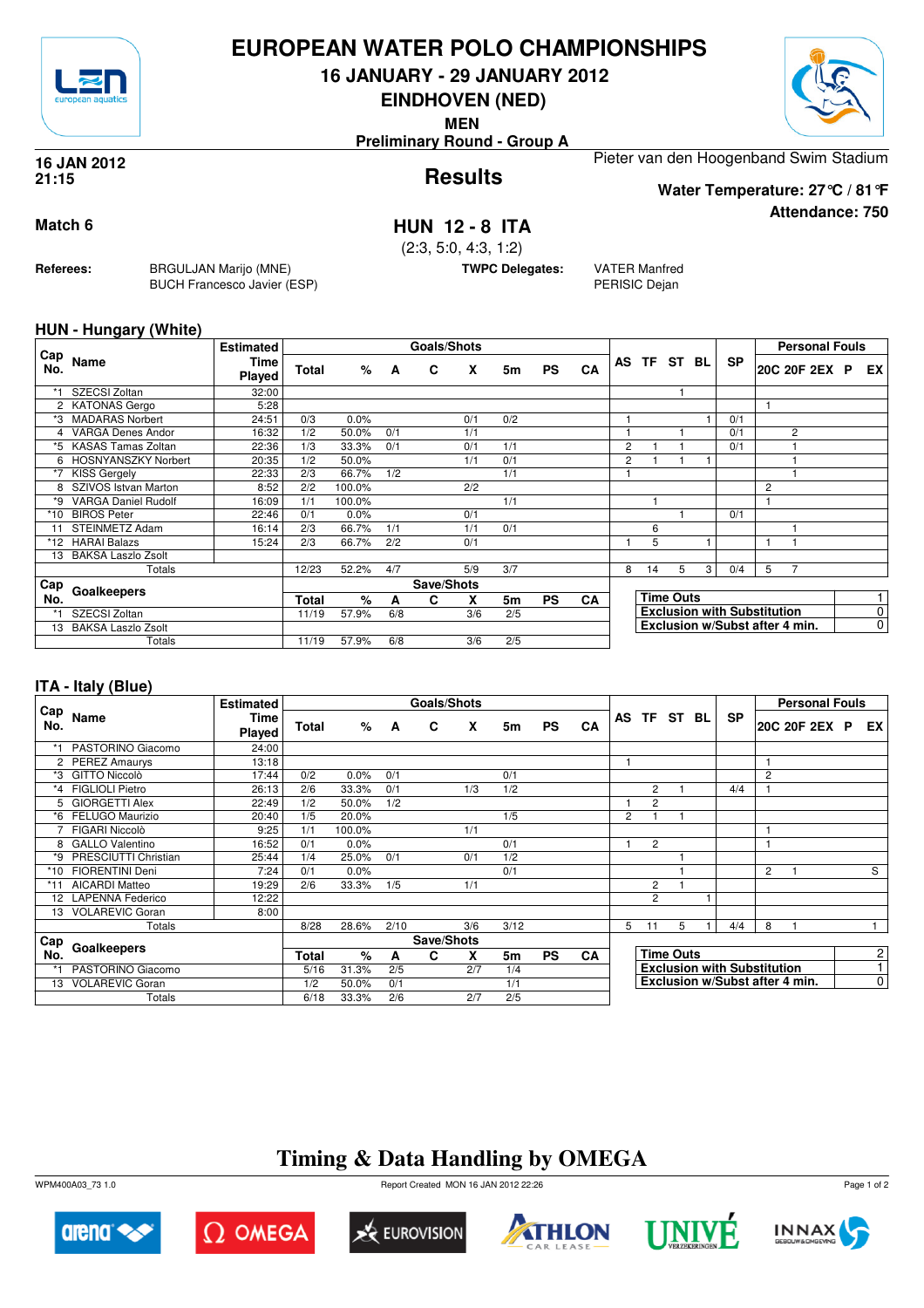# EUROPEAN WATER POLO CHAMPIONSHIPS

## 16 JANUARY - 29 JANUARY 2012

## EINDHOVEN (NED)

**MEN**

**Preliminary Round - Group A**

**16 JAN 2012**
**21:15**

Pieter van den Hoogenband Swim Stadium

# Results

**Water Temperature: 27°C / 81°F**

**Attendance: 750**

**Match 6**

## HUN 12 - 8 ITA

(2:3, 5:0, 4:3, 1:2)

**Referees:** BRGULJAN Marijo (MNE), BUCH Francesco Javier (ESP)

**TWPC Delegates:** VATER Manfred, PERISIC Dejan

### HUN - Hungary (White)

| Cap No. | Name | Estimated Time Played | Total | % | A | C | X | 5m | PS | CA | AS | TF | ST | BL | SP | 20C | 20F | 2EX | P | EX |
|---|---|---|---|---|---|---|---|---|---|---|---|---|---|---|---|---|---|---|---|---|
| *1 | SZECSI Zoltan | 32:00 | | | | | | | | | | | 1 | | | | | | | |
| 2 | KATONAS Gergo | 5:28 | | | | | | | | | | | | | | 1 | | | | |
| *3 | MADARAS Norbert | 24:51 | 0/3 | 0.0% | | | 0/1 | 0/2 | | | 1 | | | 1 | 0/1 | | | | | |
| 4 | VARGA Denes Andor | 16:32 | 1/2 | 50.0% | 0/1 | | 1/1 | | | | 1 | | 1 | | 0/1 | | 2 | | | |
| *5 | KASAS Tamas Zoltan | 22:36 | 1/3 | 33.3% | 0/1 | | 0/1 | 1/1 | | | 2 | 1 | 1 | | 0/1 | | 1 | | | |
| 6 | HOSNYANSZKY Norbert | 20:35 | 1/2 | 50.0% | | | 1/1 | 0/1 | | | 2 | 1 | 1 | 1 | | | 1 | | | |
| *7 | KISS Gergely | 22:33 | 2/3 | 66.7% | 1/2 | | | 1/1 | | | 1 | | | | | | 1 | | | |
| 8 | SZIVOS Istvan Marton | 8:52 | 2/2 | 100.0% | | | 2/2 | | | | | | | | | 2 | | | | |
| *9 | VARGA Daniel Rudolf | 16:09 | 1/1 | 100.0% | | | | 1/1 | | | | 1 | | | | 1 | | | | |
| *10 | BIROS Peter | 22:46 | 0/1 | 0.0% | | | 0/1 | | | | | | 1 | | 0/1 | | | | | |
| 11 | STEINMETZ Adam | 16:14 | 2/3 | 66.7% | 1/1 | | 1/1 | 0/1 | | | | 6 | | | | | 1 | | | |
| *12 | HARAI Balazs | 15:24 | 2/3 | 66.7% | 2/2 | | 0/1 | | | | 1 | 5 | | 1 | | 1 | 1 | | | |
| 13 | BAKSA Laszlo Zsolt | | | | | | | | | | | | | | | | | | | |
| | Totals | | 12/23 | 52.2% | 4/7 | | 5/9 | 3/7 | | | 8 | 14 | 5 | 3 | 0/4 | 5 | 7 | | | |

| Cap No. | Goalkeepers | Total | % | A | C | X | 5m | PS | CA |
|---|---|---|---|---|---|---|---|---|---|
| *1 | SZECSI Zoltan | 11/19 | 57.9% | 6/8 | | 3/6 | 2/5 | | |
| 13 | BAKSA Laszlo Zsolt | | | | | | | | |
| | Totals | 11/19 | 57.9% | 6/8 | | 3/6 | 2/5 | | |

| | |
|---|---|
| Time Outs | 1 |
| Exclusion with Substitution | 0 |
| Exclusion w/Subst after 4 min. | 0 |

### ITA - Italy (Blue)

| Cap No. | Name | Estimated Time Played | Total | % | A | C | X | 5m | PS | CA | AS | TF | ST | BL | SP | 20C | 20F | 2EX | P | EX |
|---|---|---|---|---|---|---|---|---|---|---|---|---|---|---|---|---|---|---|---|---|
| *1 | PASTORINO Giacomo | 24:00 | | | | | | | | | | | | | | | | | | |
| 2 | PEREZ Amaurys | 13:18 | | | | | | | | | 1 | | | | | 1 | | | | |
| *3 | GITTO Niccolò | 17:44 | 0/2 | 0.0% | 0/1 | | | 0/1 | | | | | | | | 2 | | | | |
| *4 | FIGLIOLI Pietro | 26:13 | 2/6 | 33.3% | 0/1 | | 1/3 | 1/2 | | | | 2 | 1 | | 4/4 | 1 | | | | |
| 5 | GIORGETTI Alex | 22:49 | 1/2 | 50.0% | 1/2 | | | | | | 1 | 2 | | | | | | | | |
| *6 | FELUGO Maurizio | 20:40 | 1/5 | 20.0% | | | | 1/5 | | | 2 | 1 | 1 | | | | | | | |
| 7 | FIGARI Niccolò | 9:25 | 1/1 | 100.0% | | | 1/1 | | | | | | | | | 1 | | | | |
| 8 | GALLO Valentino | 16:52 | 0/1 | 0.0% | | | | 0/1 | | | 1 | 2 | | | | 1 | | | | |
| *9 | PRESCIUTTI Christian | 25:44 | 1/4 | 25.0% | 0/1 | | 0/1 | 1/2 | | | | | 1 | | | | | | | |
| *10 | FIORENTINI Deni | 7:24 | 0/1 | 0.0% | | | | 0/1 | | | | | 1 | | | 2 | 1 | | | S |
| *11 | AICARDI Matteo | 19:29 | 2/6 | 33.3% | 1/5 | | 1/1 | | | | | 2 | 1 | | | | | | | |
| 12 | LAPENNA Federico | 12:22 | | | | | | | | | | 2 | | 1 | | | | | | |
| 13 | VOLAREVIC Goran | 8:00 | | | | | | | | | | | | | | | | | | |
| | Totals | | 8/28 | 28.6% | 2/10 | | 3/6 | 3/12 | | | 5 | 11 | 5 | 1 | 4/4 | 8 | 1 | | | 1 |

| Cap No. | Goalkeepers | Total | % | A | C | X | 5m | PS | CA |
|---|---|---|---|---|---|---|---|---|---|
| *1 | PASTORINO Giacomo | 5/16 | 31.3% | 2/5 | | 2/7 | 1/4 | | |
| 13 | VOLAREVIC Goran | 1/2 | 50.0% | 0/1 | | | 1/1 | | |
| | Totals | 6/18 | 33.3% | 2/6 | | 2/7 | 2/5 | | |

| | |
|---|---|
| Time Outs | 2 |
| Exclusion with Substitution | 1 |
| Exclusion w/Subst after 4 min. | 0 |

## Timing & Data Handling by OMEGA

WPM400A03_73 1.0 — Report Created MON 16 JAN 2012 22:26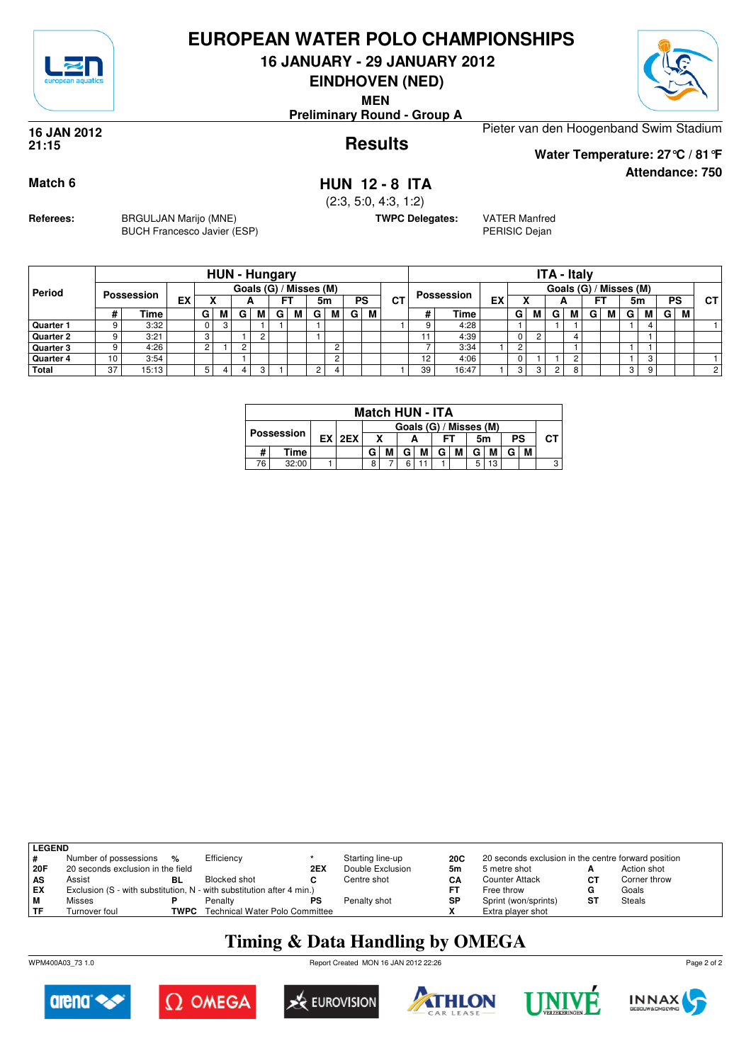# EUROPEAN WATER POLO CHAMPIONSHIPS

## 16 JANUARY - 29 JANUARY 2012

## EINDHOVEN (NED)

**MEN**

**Preliminary Round - Group A**

**16 JAN 2012**
**21:15**

Pieter van den Hoogenband Swim Stadium

## Results

**Water Temperature: 27°C / 81°F**

**Attendance: 750**

**Match 6**

## HUN 12 - 8 ITA

(2:3, 5:0, 4:3, 1:2)

**Referees:** BRGULJAN Marijo (MNE), BUCH Francesco Javier (ESP)

**TWPC Delegates:** VATER Manfred, PERISIC Dejan

| Period | HUN - Hungary | | | | | | | | | | | | | | ITA - Italy | | | | | | | | | | | | | |
|---|---|---|---|---|---|---|---|---|---|---|---|---|---|---|---|---|---|---|---|---|---|---|---|---|---|---|---|---|
| | Possession | | EX | Goals (G) / Misses (M) | | | | | | | | | | CT | Possession | | EX | Goals (G) / Misses (M) | | | | | | | | | | CT |
| | | | | X | | A | | FT | | 5m | | PS | | | | | | X | | A | | FT | | 5m | | PS | | |
| | # | Time | | G | M | G | M | G | M | G | M | G | M | | # | Time | | G | M | G | M | G | M | G | M | G | M | |
| Quarter 1 | 9 | 3:32 | | 0 | 3 | | 1 | 1 | | 1 | | | | 1 | 9 | 4:28 | | 1 | | 1 | 1 | | | 1 | 4 | | | 1 |
| Quarter 2 | 9 | 3:21 | | 3 | | 1 | 2 | | | 1 | | | | | 11 | 4:39 | | 0 | 2 | | 4 | | | | 1 | | | |
| Quarter 3 | 9 | 4:26 | | 2 | 1 | 2 | | | | | 2 | | | | 7 | 3:34 | 1 | 2 | | | 1 | | | 1 | 1 | | | |
| Quarter 4 | 10 | 3:54 | | | | 1 | | | | | 2 | | | | 12 | 4:06 | | 0 | 1 | 1 | 2 | | | 1 | 3 | | | 1 |
| Total | 37 | 15:13 | | 5 | 4 | 4 | 3 | 1 | | 2 | 4 | | | 1 | 39 | 16:47 | 1 | 3 | 3 | 2 | 8 | | | 3 | 9 | | | 2 |

| Match HUN - ITA | | | | | | | | | | | | | | |
|---|---|---|---|---|---|---|---|---|---|---|---|---|---|---|
| Possession | | EX | 2EX | Goals (G) / Misses (M) | | | | | | | | | | CT |
| | | | | X | | A | | FT | | 5m | | PS | | |
| # | Time | | | G | M | G | M | G | M | G | M | G | M | |
| 76 | 32:00 | 1 | | 8 | 7 | 6 | 11 | 1 | | 5 | 13 | | | 3 |

**LEGEND**

| | | | | | | | |
|---|---|---|---|---|---|---|---|
| # | Number of possessions | % | Efficiency | * | Starting line-up | 20C | 20 seconds exclusion in the centre forward position |
| 20F | 20 seconds exclusion in the field | | | 2EX | Double Exclusion | 5m | 5 metre shot |
| AS | Assist | BL | Blocked shot | C | Centre shot | CA | Counter Attack |
| EX | Exclusion (S - with substitution, N - with substitution after 4 min.) | | | | | FT | Free throw |
| M | Misses | P | Penalty | PS | Penalty shot | SP | Sprint (won/sprints) |
| TF | Turnover foul | TWPC | Technical Water Polo Committee | | | X | Extra player shot |

A - Action shot; CT - Corner throw; G - Goals; ST - Steals

## Timing & Data Handling by OMEGA

WPM400A03_73 1.0 Report Created MON 16 JAN 2012 22:26